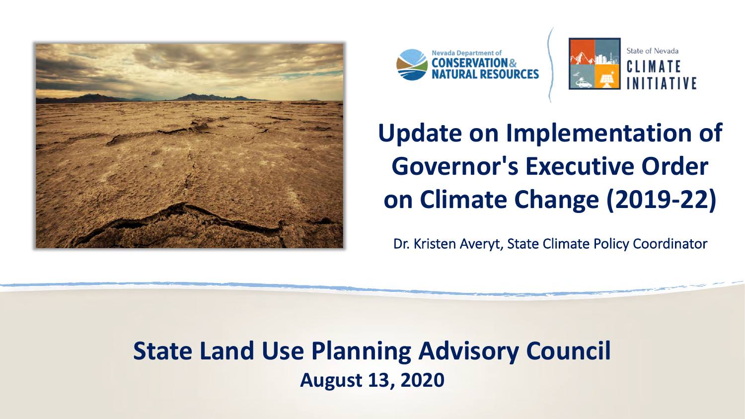Nevada Department of
**CONSERVATION & NATURAL RESOURCES**

State of Nevada
**CLIMATE INITIATIVE**

# Update on Implementation of Governor's Executive Order on Climate Change (2019-22)

Dr. Kristen Averyt, State Climate Policy Coordinator

## State Land Use Planning Advisory Council

**August 13, 2020**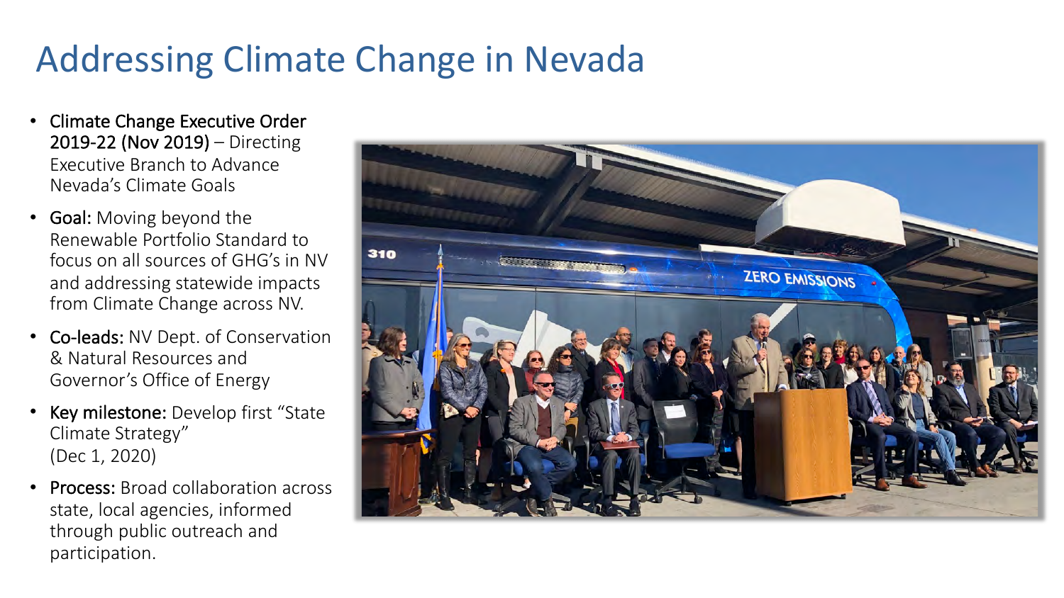# Addressing Climate Change in Nevada

- Climate Change Executive Order 2019-22 (Nov 2019) – Directing Executive Branch to Advance Nevada's Climate Goals
- Goal: Moving beyond the Renewable Portfolio Standard to focus on all sources of GHG's in NV and addressing statewide impacts from Climate Change across NV.
- Co-leads: NV Dept. of Conservation & Natural Resources and Governor's Office of Energy
- Key milestone: Develop first "State Climate Strategy" (Dec 1, 2020)
- Process: Broad collaboration across state, local agencies, informed through public outreach and participation.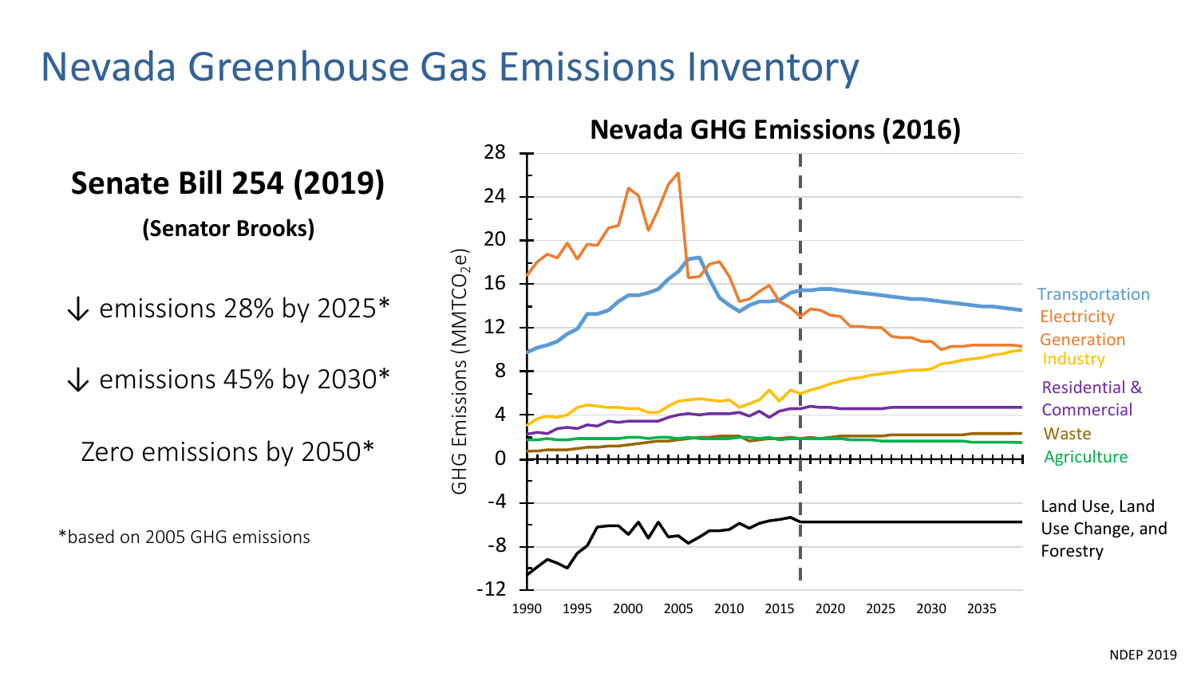# Nevada Greenhouse Gas Emissions Inventory

## Senate Bill 254 (2019)

**(Senator Brooks)**

↓ emissions 28% by 2025*

↓ emissions 45% by 2030*

Zero emissions by 2050*

*based on 2005 GHG emissions

**Nevada GHG Emissions (2016)**

GHG Emissions ($MMTCO_2e$)

Transportation

Electricity Generation

Industry

Residential & Commercial

Waste

Agriculture

Land Use, Land Use Change, and Forestry

NDEP 2019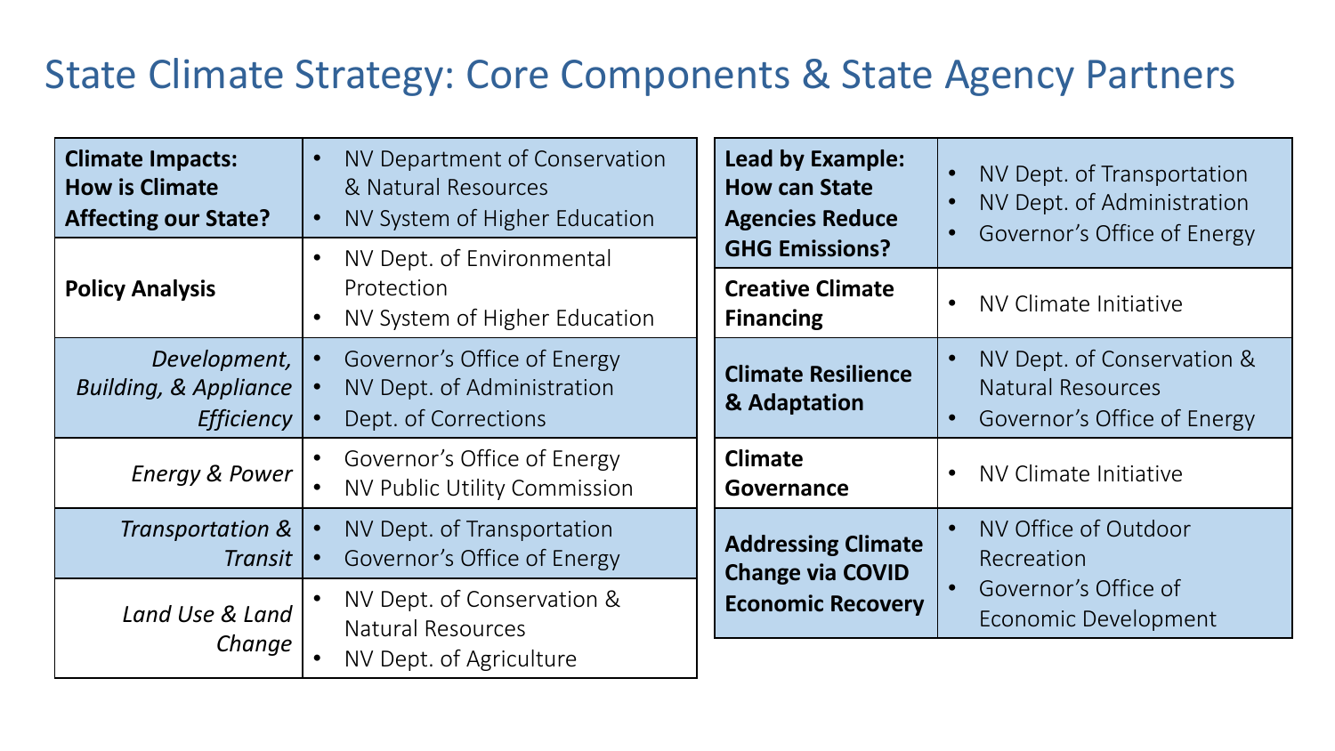# State Climate Strategy: Core Components & State Agency Partners

| Component | State Agency Partners |
|---|---|
| **Climate Impacts: How is Climate Affecting our State?** | • NV Department of Conservation & Natural Resources<br>• NV System of Higher Education |
| **Policy Analysis** | • NV Dept. of Environmental Protection<br>• NV System of Higher Education |
| *Development, Building, & Appliance Efficiency* | • Governor's Office of Energy<br>• NV Dept. of Administration<br>• Dept. of Corrections |
| *Energy & Power* | • Governor's Office of Energy<br>• NV Public Utility Commission |
| *Transportation & Transit* | • NV Dept. of Transportation<br>• Governor's Office of Energy |
| *Land Use & Land Change* | • NV Dept. of Conservation & Natural Resources<br>• NV Dept. of Agriculture |

| Component | State Agency Partners |
|---|---|
| **Lead by Example: How can State Agencies Reduce GHG Emissions?** | • NV Dept. of Transportation<br>• NV Dept. of Administration<br>• Governor's Office of Energy |
| **Creative Climate Financing** | • NV Climate Initiative |
| **Climate Resilience & Adaptation** | • NV Dept. of Conservation & Natural Resources<br>• Governor's Office of Energy |
| **Climate Governance** | • NV Climate Initiative |
| **Addressing Climate Change via COVID Economic Recovery** | • NV Office of Outdoor Recreation<br>• Governor's Office of Economic Development |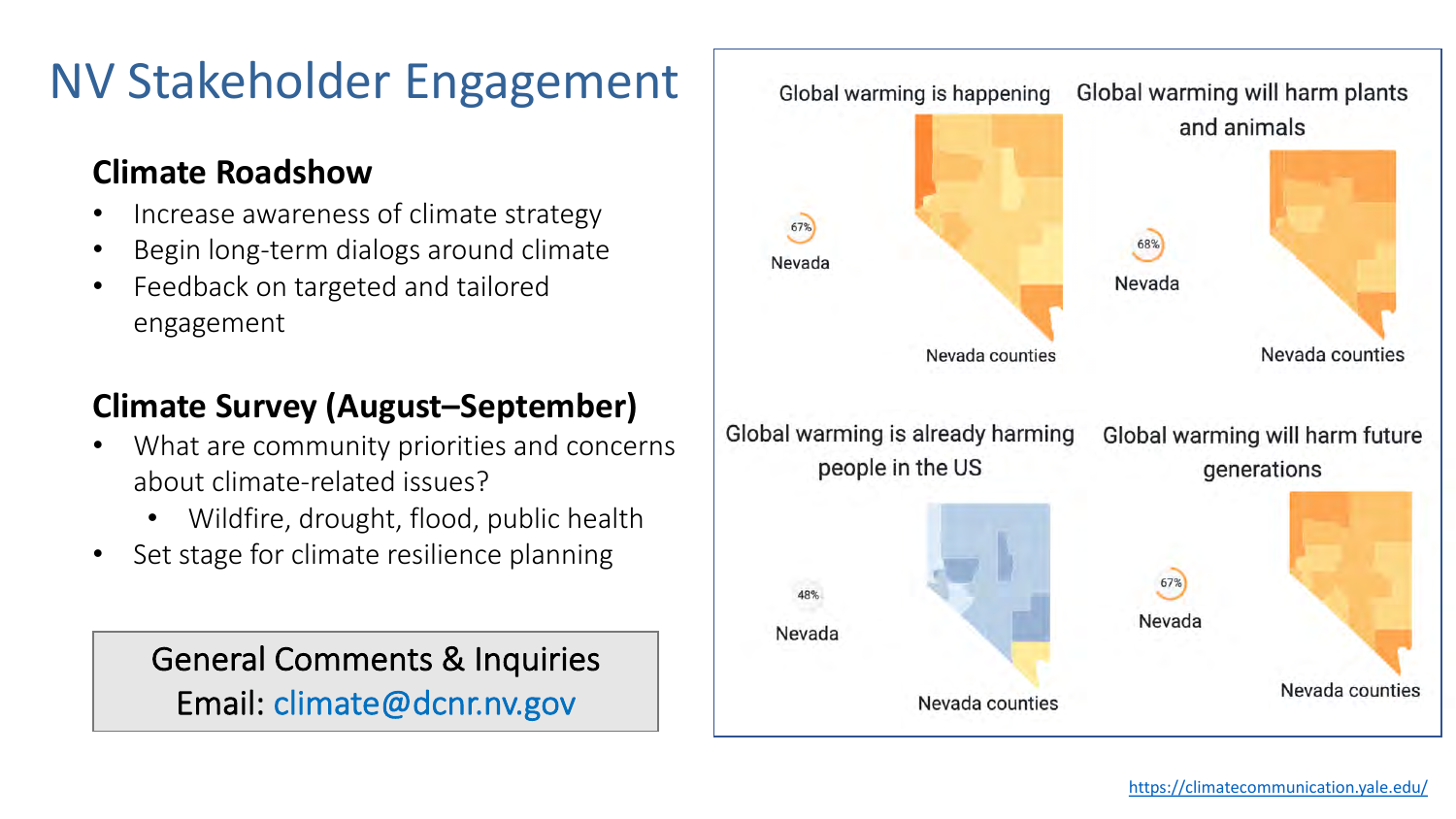# NV Stakeholder Engagement

## Climate Roadshow

- Increase awareness of climate strategy
- Begin long-term dialogs around climate
- Feedback on targeted and tailored engagement

## Climate Survey (August–September)

- What are community priorities and concerns about climate-related issues?
  - Wildfire, drought, flood, public health
- Set stage for climate resilience planning

General Comments & Inquiries
Email: climate@dcnr.nv.gov

Global warming is happening

67%
Nevada

Nevada counties

Global warming will harm plants and animals

68%
Nevada

Nevada counties

Global warming is already harming people in the US

48%
Nevada

Nevada counties

Global warming will harm future generations

67%
Nevada

Nevada counties

https://climatecommunication.yale.edu/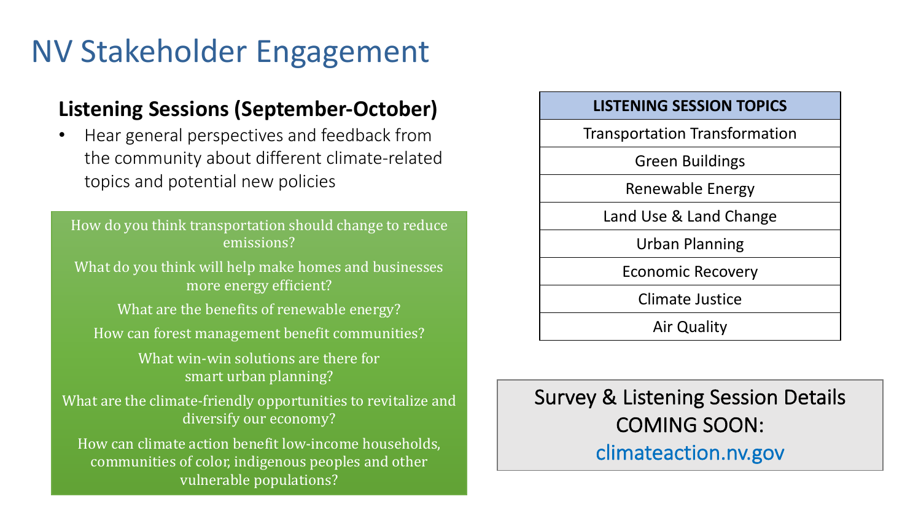# NV Stakeholder Engagement

### Listening Sessions (September-October)

- Hear general perspectives and feedback from the community about different climate-related topics and potential new policies

How do you think transportation should change to reduce emissions?

What do you think will help make homes and businesses more energy efficient?

What are the benefits of renewable energy?

How can forest management benefit communities?

What win-win solutions are there for smart urban planning?

What are the climate-friendly opportunities to revitalize and diversify our economy?

How can climate action benefit low-income households, communities of color, indigenous peoples and other vulnerable populations?

| LISTENING SESSION TOPICS |
|---|
| Transportation Transformation |
| Green Buildings |
| Renewable Energy |
| Land Use & Land Change |
| Urban Planning |
| Economic Recovery |
| Climate Justice |
| Air Quality |

Survey & Listening Session Details COMING SOON:
climateaction.nv.gov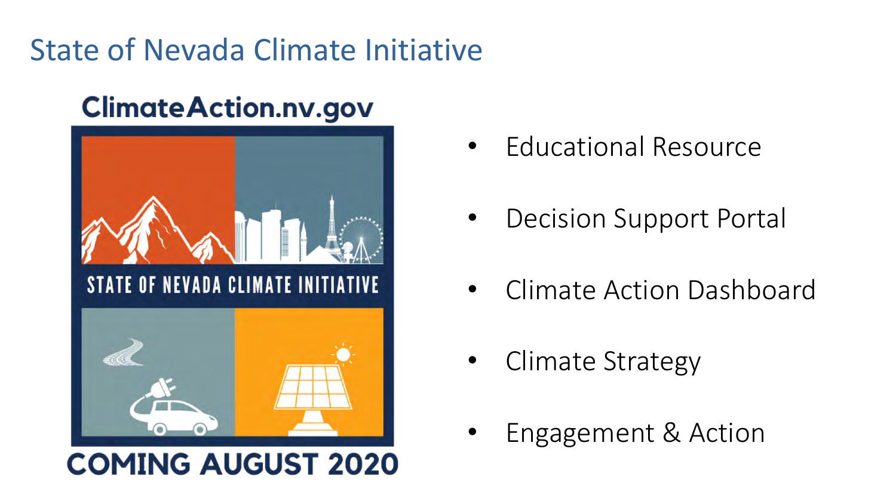# State of Nevada Climate Initiative

ClimateAction.nv.gov

STATE OF NEVADA CLIMATE INITIATIVE

COMING AUGUST 2020

- Educational Resource
- Decision Support Portal
- Climate Action Dashboard
- Climate Strategy
- Engagement & Action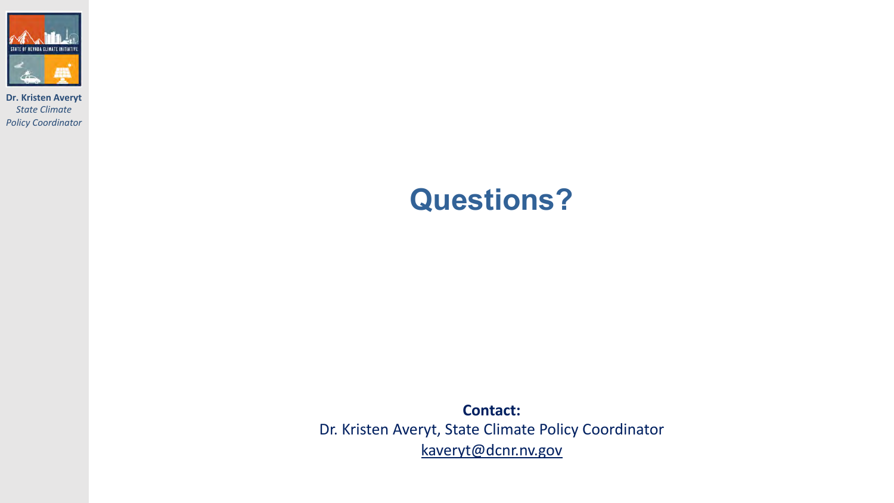**Dr. Kristen Averyt**
*State Climate Policy Coordinator*

# Questions?

**Contact:**
Dr. Kristen Averyt, State Climate Policy Coordinator
kaveryt@dcnr.nv.gov